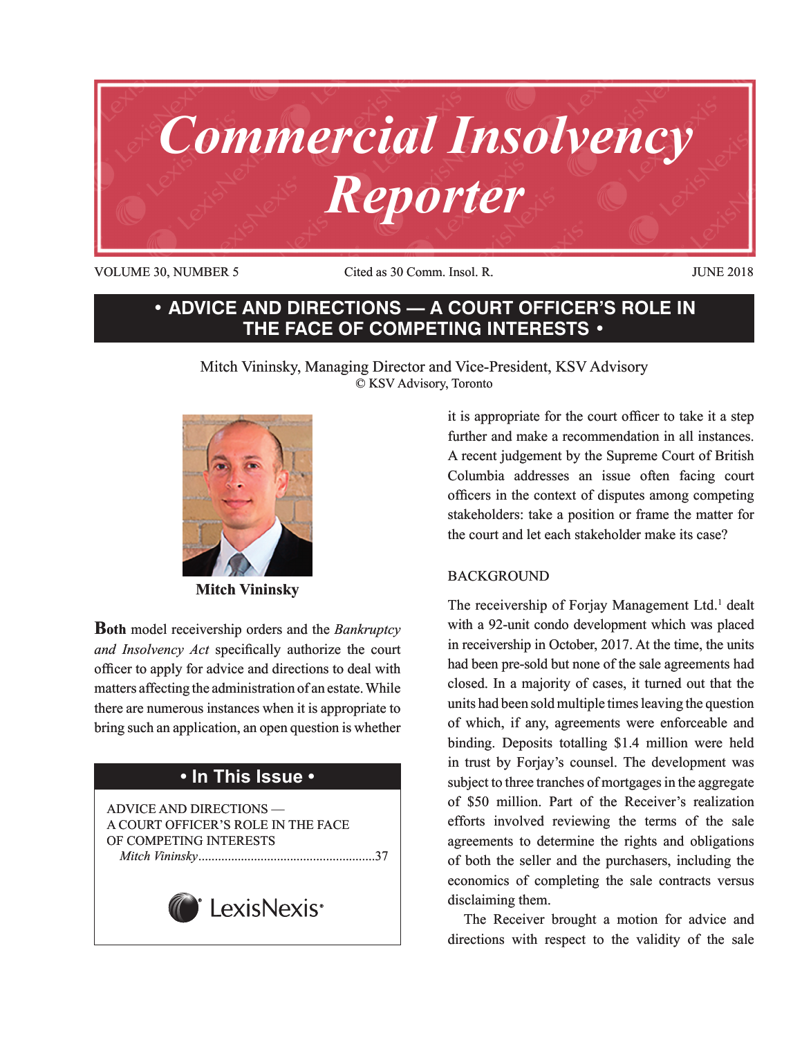# Commercial Insolvency Reporter

VOLUME 30, NUMBER 5 Cited as 30 Comm. Insol. R. JUNE 2018

## • ADVICE AND DIRECTIONS — A COURT OFFICER'S ROLE IN THE FACE OF COMPETING INTERESTS •

Mitch Vininsky, Managing Director and Vice-President, KSV Advisory
© KSV Advisory, Toronto

**Mitch Vininsky**

**Both** model receivership orders and the *Bankruptcy and Insolvency Act* specifically authorize the court officer to apply for advice and directions to deal with matters affecting the administration of an estate. While there are numerous instances when it is appropriate to bring such an application, an open question is whether it is appropriate for the court officer to take it a step further and make a recommendation in all instances. A recent judgement by the Supreme Court of British Columbia addresses an issue often facing court officers in the context of disputes among competing stakeholders: take a position or frame the matter for the court and let each stakeholder make its case?

**• In This Issue •**

ADVICE AND DIRECTIONS — A COURT OFFICER'S ROLE IN THE FACE OF COMPETING INTERESTS
*Mitch Vininsky*......................................................37

LexisNexis

### BACKGROUND

The receivership of Forjay Management Ltd.[1] dealt with a 92-unit condo development which was placed in receivership in October, 2017. At the time, the units had been pre-sold but none of the sale agreements had closed. In a majority of cases, it turned out that the units had been sold multiple times leaving the question of which, if any, agreements were enforceable and binding. Deposits totalling $1.4 million were held in trust by Forjay's counsel. The development was subject to three tranches of mortgages in the aggregate of $50 million. Part of the Receiver's realization efforts involved reviewing the terms of the sale agreements to determine the rights and obligations of both the seller and the purchasers, including the economics of completing the sale contracts versus disclaiming them.

The Receiver brought a motion for advice and directions with respect to the validity of the sale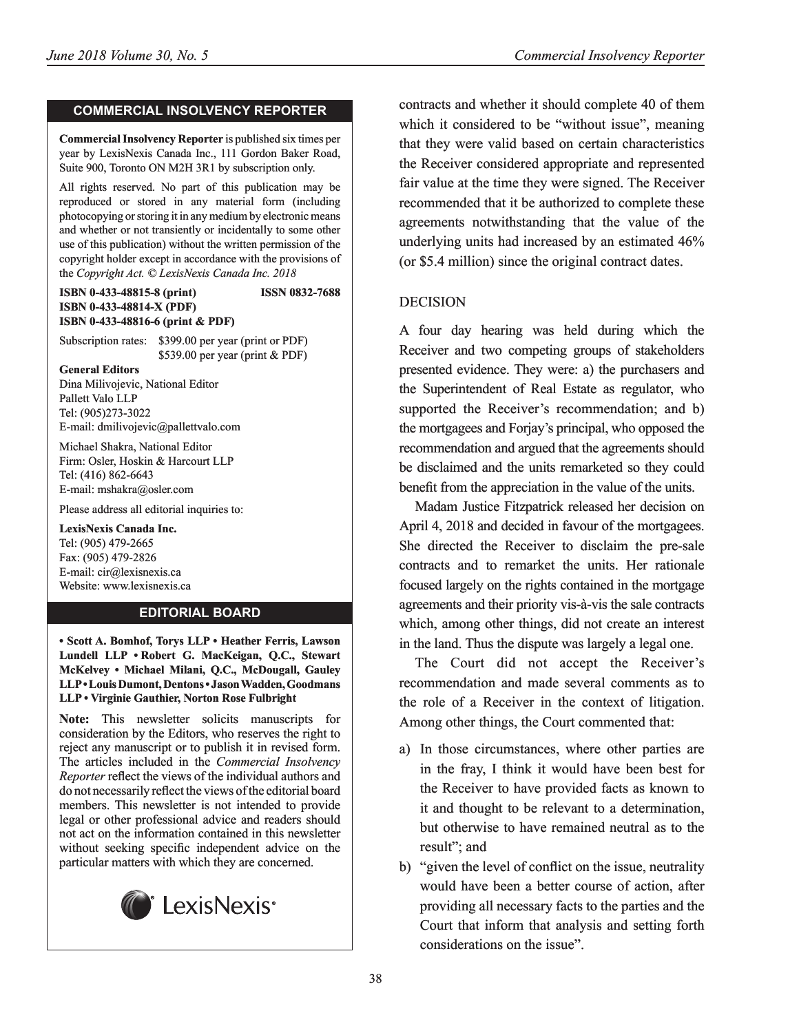## COMMERCIAL INSOLVENCY REPORTER

**Commercial Insolvency Reporter** is published six times per year by LexisNexis Canada Inc., 111 Gordon Baker Road, Suite 900, Toronto ON M2H 3R1 by subscription only.

All rights reserved. No part of this publication may be reproduced or stored in any material form (including photocopying or storing it in any medium by electronic means and whether or not transiently or incidentally to some other use of this publication) without the written permission of the copyright holder except in accordance with the provisions of the *Copyright Act. © LexisNexis Canada Inc. 2018*

**ISBN 0-433-48815-8 (print)** **ISSN 0832-7688**
**ISBN 0-433-48814-X (PDF)**
**ISBN 0-433-48816-6 (print & PDF)**

Subscription rates: $399.00 per year (print or PDF)
$539.00 per year (print & PDF)

**General Editors**
Dina Milivojevic, National Editor
Pallett Valo LLP
Tel: (905)273-3022
E-mail: dmilivojevic@pallettvalo.com

Michael Shakra, National Editor
Firm: Osler, Hoskin & Harcourt LLP
Tel: (416) 862-6643
E-mail: mshakra@osler.com

Please address all editorial inquiries to:

**LexisNexis Canada Inc.**
Tel: (905) 479-2665
Fax: (905) 479-2826
E-mail: cir@lexisnexis.ca
Website: www.lexisnexis.ca

## EDITORIAL BOARD

**• Scott A. Bomhof, Torys LLP • Heather Ferris, Lawson Lundell LLP • Robert G. MacKeigan, Q.C., Stewart McKelvey • Michael Milani, Q.C., McDougall, Gauley LLP • Louis Dumont, Dentons • Jason Wadden, Goodmans LLP • Virginie Gauthier, Norton Rose Fulbright**

**Note:** This newsletter solicits manuscripts for consideration by the Editors, who reserves the right to reject any manuscript or to publish it in revised form. The articles included in the *Commercial Insolvency Reporter* reflect the views of the individual authors and do not necessarily reflect the views of the editorial board members. This newsletter is not intended to provide legal or other professional advice and readers should not act on the information contained in this newsletter without seeking specific independent advice on the particular matters with which they are concerned.

contracts and whether it should complete 40 of them which it considered to be "without issue", meaning that they were valid based on certain characteristics the Receiver considered appropriate and represented fair value at the time they were signed. The Receiver recommended that it be authorized to complete these agreements notwithstanding that the value of the underlying units had increased by an estimated 46% (or $5.4 million) since the original contract dates.

### DECISION

A four day hearing was held during which the Receiver and two competing groups of stakeholders presented evidence. They were: a) the purchasers and the Superintendent of Real Estate as regulator, who supported the Receiver's recommendation; and b) the mortgagees and Forjay's principal, who opposed the recommendation and argued that the agreements should be disclaimed and the units remarketed so they could benefit from the appreciation in the value of the units.

Madam Justice Fitzpatrick released her decision on April 4, 2018 and decided in favour of the mortgagees. She directed the Receiver to disclaim the pre-sale contracts and to remarket the units. Her rationale focused largely on the rights contained in the mortgage agreements and their priority vis-à-vis the sale contracts which, among other things, did not create an interest in the land. Thus the dispute was largely a legal one.

The Court did not accept the Receiver's recommendation and made several comments as to the role of a Receiver in the context of litigation. Among other things, the Court commented that:

a) In those circumstances, where other parties are in the fray, I think it would have been best for the Receiver to have provided facts as known to it and thought to be relevant to a determination, but otherwise to have remained neutral as to the result"; and
b) "given the level of conflict on the issue, neutrality would have been a better course of action, after providing all necessary facts to the parties and the Court that inform that analysis and setting forth considerations on the issue".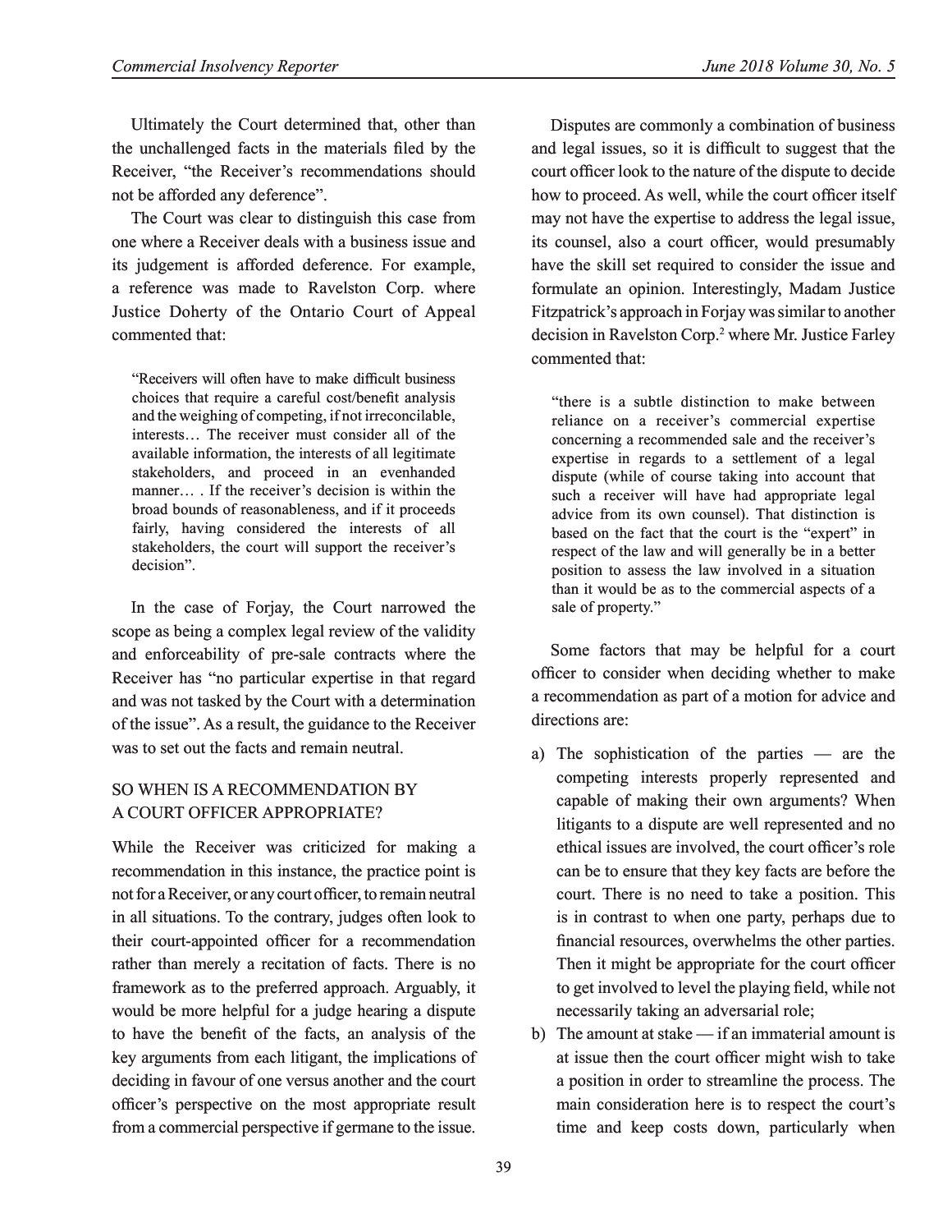Ultimately the Court determined that, other than the unchallenged facts in the materials filed by the Receiver, "the Receiver's recommendations should not be afforded any deference".

The Court was clear to distinguish this case from one where a Receiver deals with a business issue and its judgement is afforded deference. For example, a reference was made to Ravelston Corp. where Justice Doherty of the Ontario Court of Appeal commented that:

> "Receivers will often have to make difficult business choices that require a careful cost/benefit analysis and the weighing of competing, if not irreconcilable, interests… The receiver must consider all of the available information, the interests of all legitimate stakeholders, and proceed in an evenhanded manner… . If the receiver's decision is within the broad bounds of reasonableness, and if it proceeds fairly, having considered the interests of all stakeholders, the court will support the receiver's decision".

In the case of Forjay, the Court narrowed the scope as being a complex legal review of the validity and enforceability of pre-sale contracts where the Receiver has "no particular expertise in that regard and was not tasked by the Court with a determination of the issue". As a result, the guidance to the Receiver was to set out the facts and remain neutral.

## SO WHEN IS A RECOMMENDATION BY A COURT OFFICER APPROPRIATE?

While the Receiver was criticized for making a recommendation in this instance, the practice point is not for a Receiver, or any court officer, to remain neutral in all situations. To the contrary, judges often look to their court-appointed officer for a recommendation rather than merely a recitation of facts. There is no framework as to the preferred approach. Arguably, it would be more helpful for a judge hearing a dispute to have the benefit of the facts, an analysis of the key arguments from each litigant, the implications of deciding in favour of one versus another and the court officer's perspective on the most appropriate result from a commercial perspective if germane to the issue.

Disputes are commonly a combination of business and legal issues, so it is difficult to suggest that the court officer look to the nature of the dispute to decide how to proceed. As well, while the court officer itself may not have the expertise to address the legal issue, its counsel, also a court officer, would presumably have the skill set required to consider the issue and formulate an opinion. Interestingly, Madam Justice Fitzpatrick's approach in Forjay was similar to another decision in Ravelston Corp.[2] where Mr. Justice Farley commented that:

> "there is a subtle distinction to make between reliance on a receiver's commercial expertise concerning a recommended sale and the receiver's expertise in regards to a settlement of a legal dispute (while of course taking into account that such a receiver will have had appropriate legal advice from its own counsel). That distinction is based on the fact that the court is the "expert" in respect of the law and will generally be in a better position to assess the law involved in a situation than it would be as to the commercial aspects of a sale of property."

Some factors that may be helpful for a court officer to consider when deciding whether to make a recommendation as part of a motion for advice and directions are:

a) The sophistication of the parties — are the competing interests properly represented and capable of making their own arguments? When litigants to a dispute are well represented and no ethical issues are involved, the court officer's role can be to ensure that they key facts are before the court. There is no need to take a position. This is in contrast to when one party, perhaps due to financial resources, overwhelms the other parties. Then it might be appropriate for the court officer to get involved to level the playing field, while not necessarily taking an adversarial role;
b) The amount at stake — if an immaterial amount is at issue then the court officer might wish to take a position in order to streamline the process. The main consideration here is to respect the court's time and keep costs down, particularly when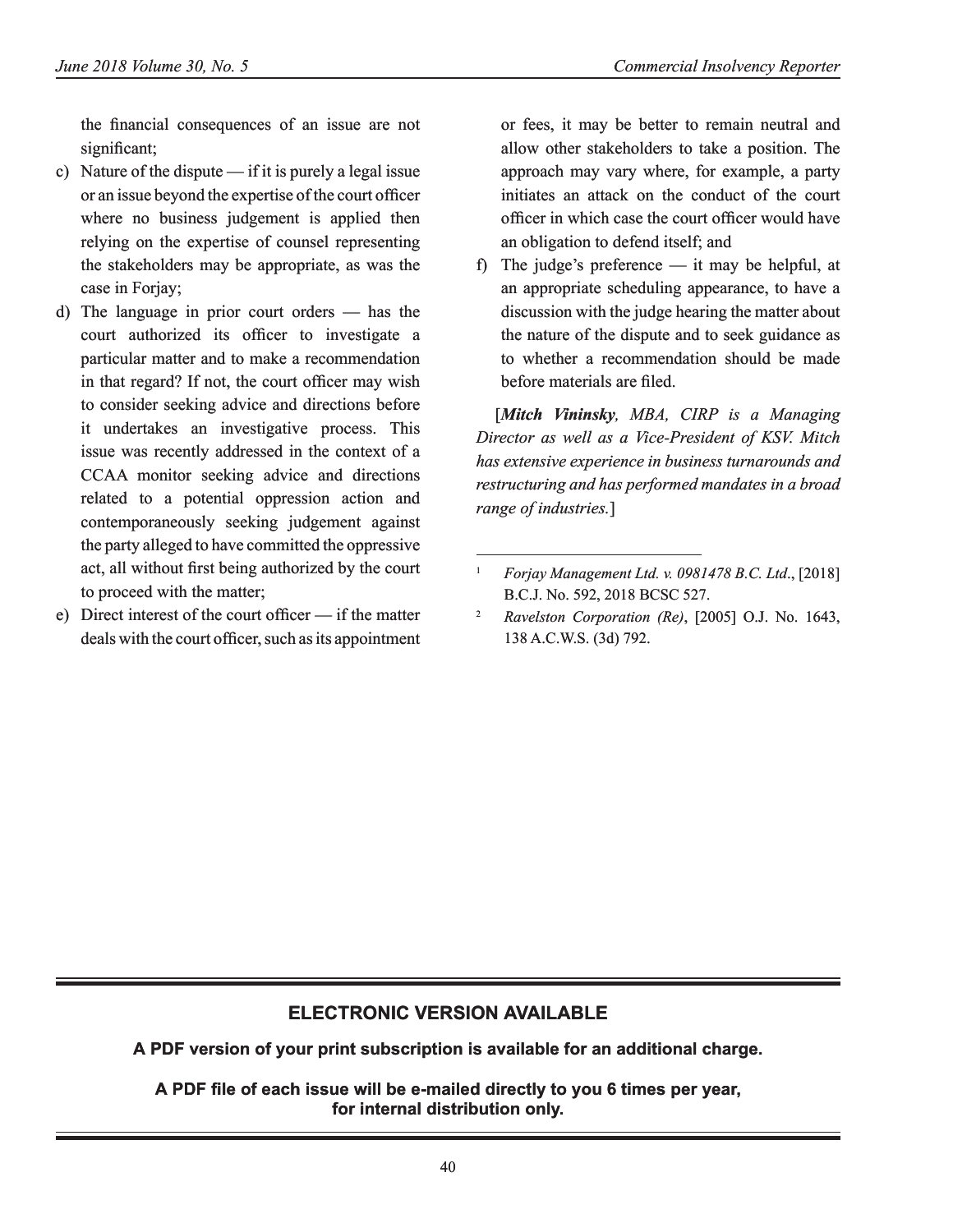the financial consequences of an issue are not significant;

c) Nature of the dispute — if it is purely a legal issue or an issue beyond the expertise of the court officer where no business judgement is applied then relying on the expertise of counsel representing the stakeholders may be appropriate, as was the case in Forjay;

d) The language in prior court orders — has the court authorized its officer to investigate a particular matter and to make a recommendation in that regard? If not, the court officer may wish to consider seeking advice and directions before it undertakes an investigative process. This issue was recently addressed in the context of a CCAA monitor seeking advice and directions related to a potential oppression action and contemporaneously seeking judgement against the party alleged to have committed the oppressive act, all without first being authorized by the court to proceed with the matter;

e) Direct interest of the court officer — if the matter deals with the court officer, such as its appointment or fees, it may be better to remain neutral and allow other stakeholders to take a position. The approach may vary where, for example, a party initiates an attack on the conduct of the court officer in which case the court officer would have an obligation to defend itself; and

f) The judge's preference — it may be helpful, at an appropriate scheduling appearance, to have a discussion with the judge hearing the matter about the nature of the dispute and to seek guidance as to whether a recommendation should be made before materials are filed.

[***Mitch Vininsky**, MBA, CIRP is a Managing Director as well as a Vice-President of KSV. Mitch has extensive experience in business turnarounds and restructuring and has performed mandates in a broad range of industries.*]

---

[1] *Forjay Management Ltd. v. 0981478 B.C. Ltd.*, [2018] B.C.J. No. 592, 2018 BCSC 527.

[2] *Ravelston Corporation (Re)*, [2005] O.J. No. 1643, 138 A.C.W.S. (3d) 792.

---

**ELECTRONIC VERSION AVAILABLE**

**A PDF version of your print subscription is available for an additional charge.**

**A PDF file of each issue will be e-mailed directly to you 6 times per year, for internal distribution only.**